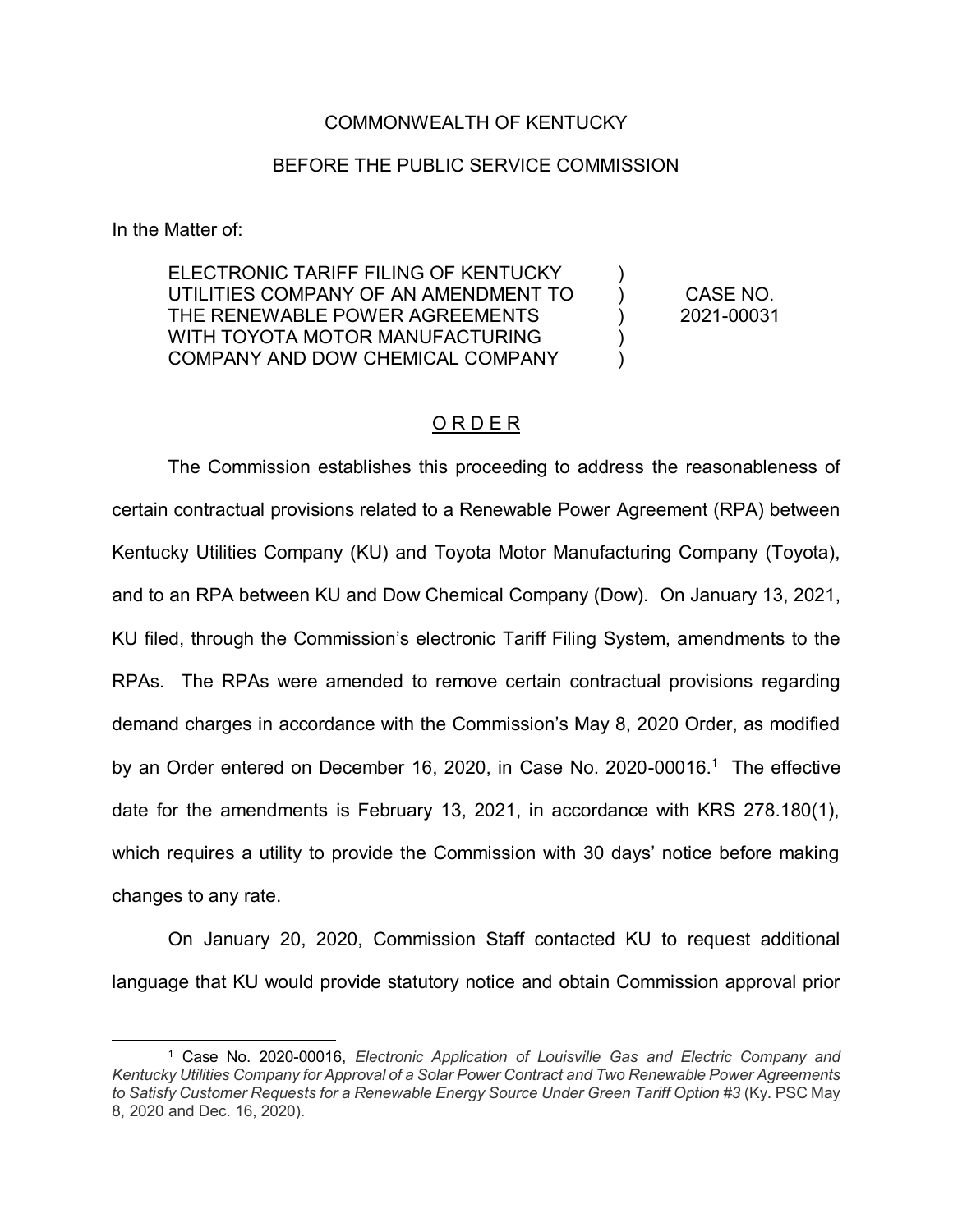COMMONWEALTH OF KENTUCKY

BEFORE THE PUBLIC SERVICE COMMISSION

In the Matter of:

| | | |
|---|---|---|
| ELECTRONIC TARIFF FILING OF KENTUCKY UTILITIES COMPANY OF AN AMENDMENT TO THE RENEWABLE POWER AGREEMENTS WITH TOYOTA MOTOR MANUFACTURING COMPANY AND DOW CHEMICAL COMPANY | ) ) ) ) ) | CASE NO. 2021-00031 |

## O R D E R

The Commission establishes this proceeding to address the reasonableness of certain contractual provisions related to a Renewable Power Agreement (RPA) between Kentucky Utilities Company (KU) and Toyota Motor Manufacturing Company (Toyota), and to an RPA between KU and Dow Chemical Company (Dow). On January 13, 2021, KU filed, through the Commission's electronic Tariff Filing System, amendments to the RPAs. The RPAs were amended to remove certain contractual provisions regarding demand charges in accordance with the Commission's May 8, 2020 Order, as modified by an Order entered on December 16, 2020, in Case No. 2020-00016.[1] The effective date for the amendments is February 13, 2021, in accordance with KRS 278.180(1), which requires a utility to provide the Commission with 30 days' notice before making changes to any rate.

On January 20, 2020, Commission Staff contacted KU to request additional language that KU would provide statutory notice and obtain Commission approval prior

---

[1] Case No. 2020-00016, *Electronic Application of Louisville Gas and Electric Company and Kentucky Utilities Company for Approval of a Solar Power Contract and Two Renewable Power Agreements to Satisfy Customer Requests for a Renewable Energy Source Under Green Tariff Option #3* (Ky. PSC May 8, 2020 and Dec. 16, 2020).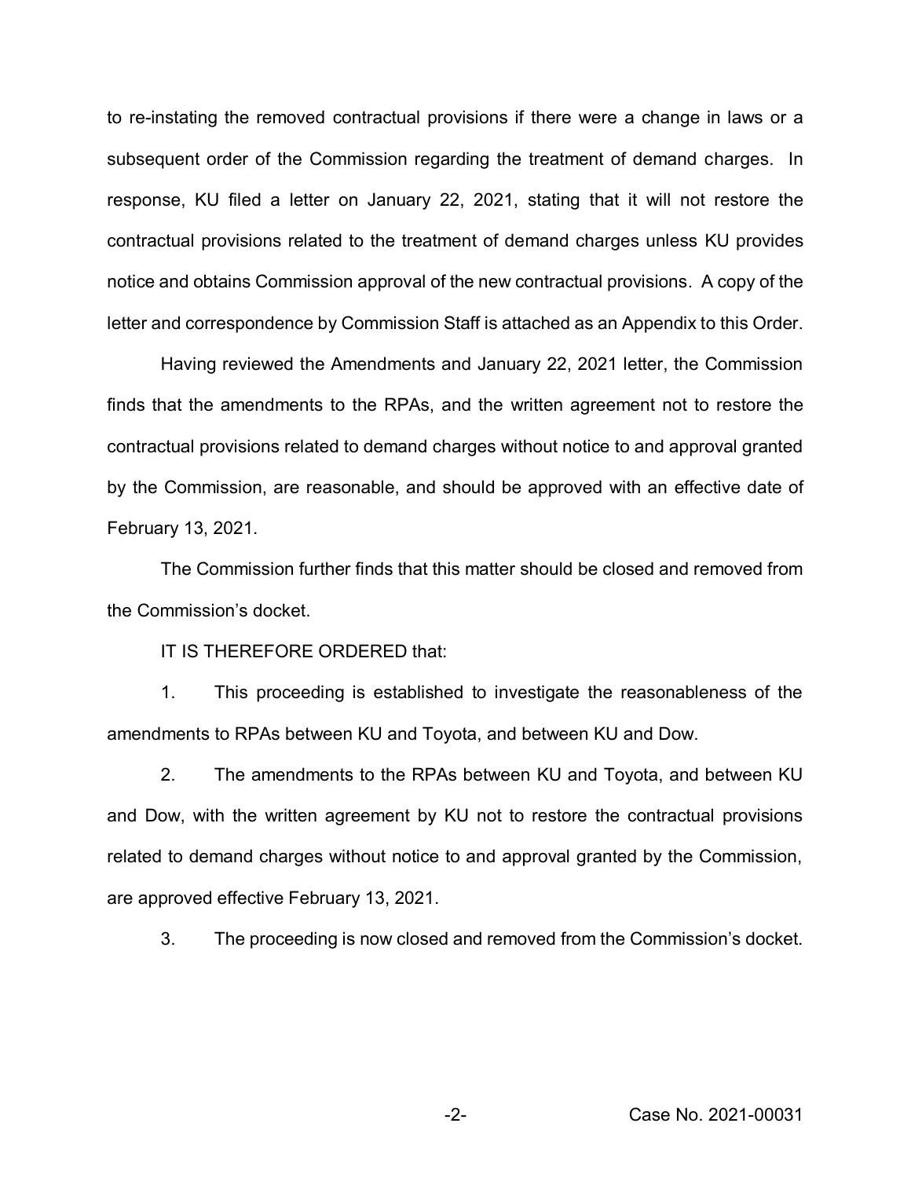to re-instating the removed contractual provisions if there were a change in laws or a subsequent order of the Commission regarding the treatment of demand charges. In response, KU filed a letter on January 22, 2021, stating that it will not restore the contractual provisions related to the treatment of demand charges unless KU provides notice and obtains Commission approval of the new contractual provisions. A copy of the letter and correspondence by Commission Staff is attached as an Appendix to this Order.

Having reviewed the Amendments and January 22, 2021 letter, the Commission finds that the amendments to the RPAs, and the written agreement not to restore the contractual provisions related to demand charges without notice to and approval granted by the Commission, are reasonable, and should be approved with an effective date of February 13, 2021.

The Commission further finds that this matter should be closed and removed from the Commission's docket.

IT IS THEREFORE ORDERED that:

1. This proceeding is established to investigate the reasonableness of the amendments to RPAs between KU and Toyota, and between KU and Dow.

2. The amendments to the RPAs between KU and Toyota, and between KU and Dow, with the written agreement by KU not to restore the contractual provisions related to demand charges without notice to and approval granted by the Commission, are approved effective February 13, 2021.

3. The proceeding is now closed and removed from the Commission's docket.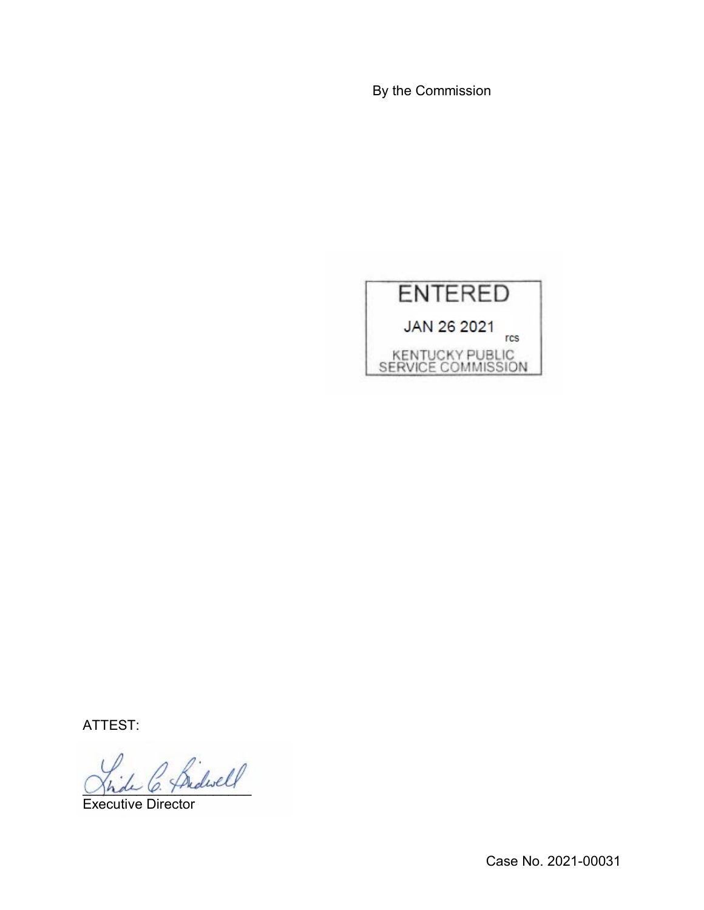By the Commission

ENTERED

JAN 26 2021

rcs

KENTUCKY PUBLIC SERVICE COMMISSION

ATTEST:

Executive Director

Case No. 2021-00031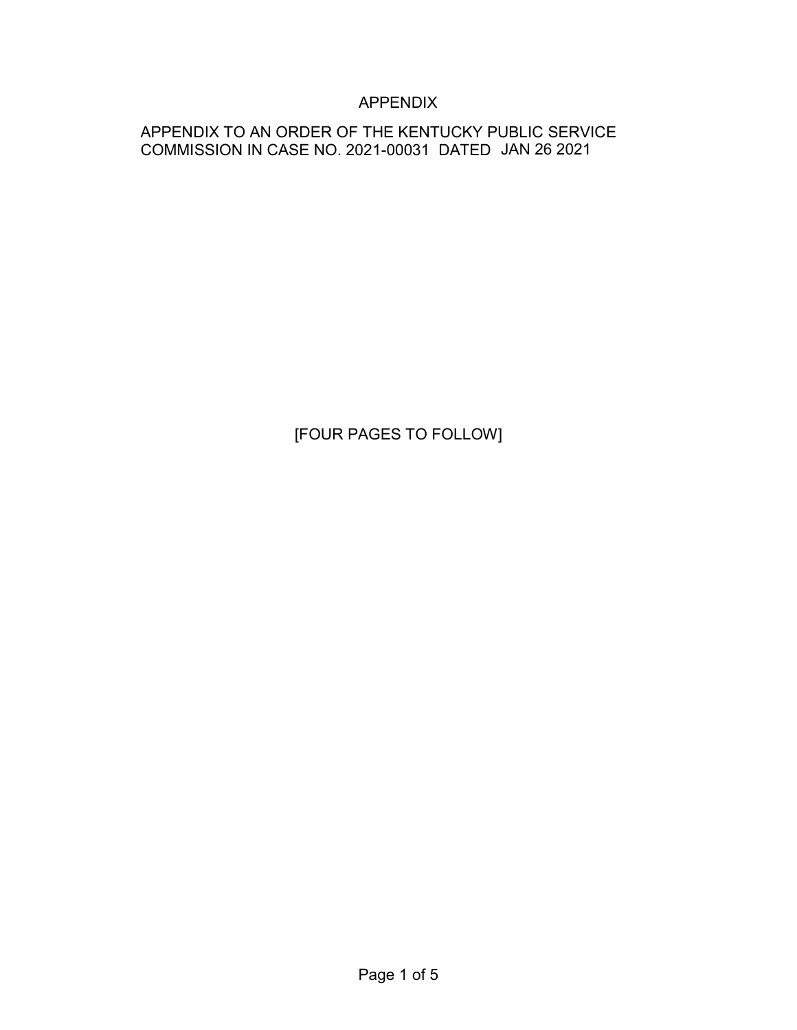# APPENDIX

APPENDIX TO AN ORDER OF THE KENTUCKY PUBLIC SERVICE COMMISSION IN CASE NO. 2021-00031 DATED JAN 26 2021

[FOUR PAGES TO FOLLOW]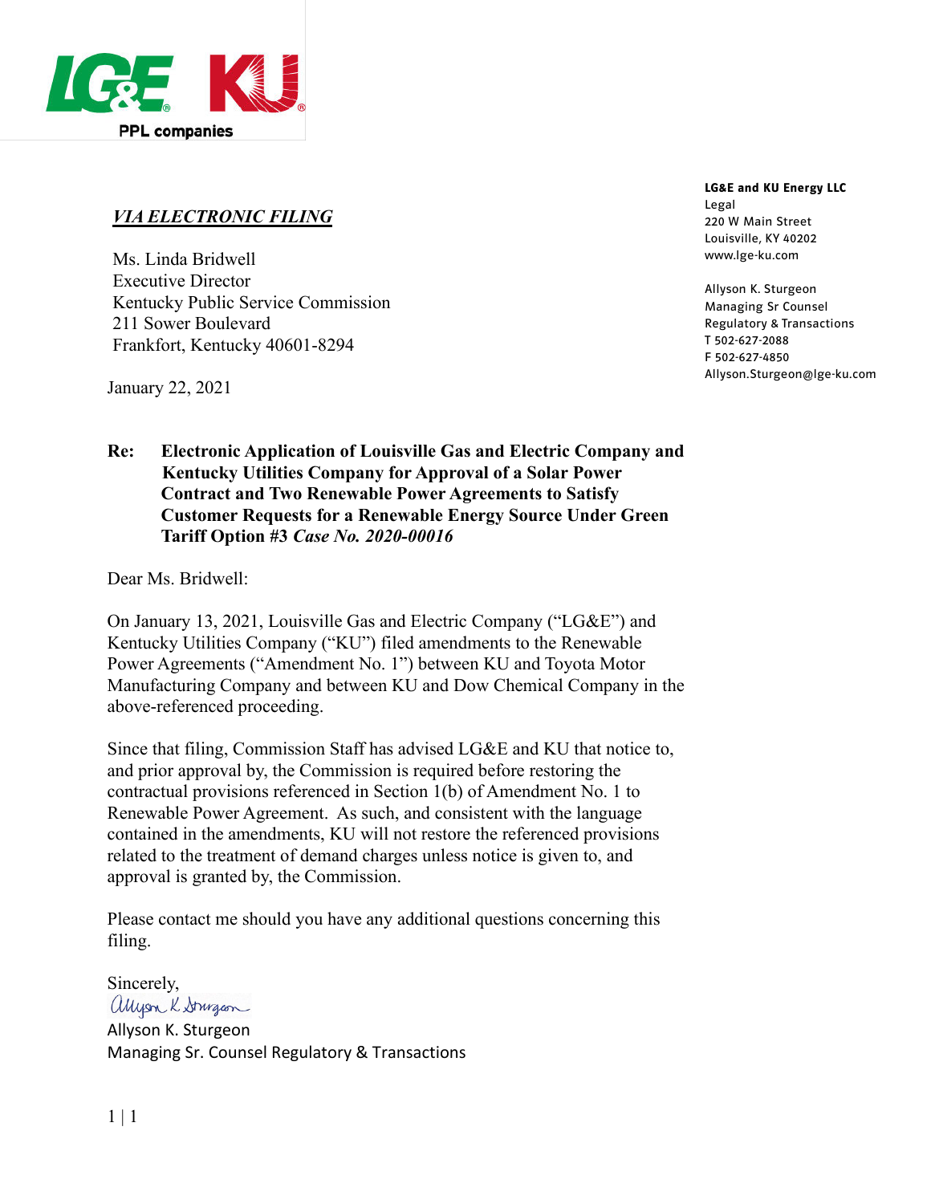LG&E KU

PPL companies

***VIA ELECTRONIC FILING***

Ms. Linda Bridwell
Executive Director
Kentucky Public Service Commission
211 Sower Boulevard
Frankfort, Kentucky 40601-8294

**LG&E and KU Energy LLC**
Legal
220 W Main Street
Louisville, KY 40202
www.lge-ku.com

Allyson K. Sturgeon
Managing Sr Counsel
Regulatory & Transactions
T 502-627-2088
F 502-627-4850
Allyson.Sturgeon@lge-ku.com

January 22, 2021

**Re: Electronic Application of Louisville Gas and Electric Company and Kentucky Utilities Company for Approval of a Solar Power Contract and Two Renewable Power Agreements to Satisfy Customer Requests for a Renewable Energy Source Under Green Tariff Option #3 *Case No. 2020-00016***

Dear Ms. Bridwell:

On January 13, 2021, Louisville Gas and Electric Company ("LG&E") and Kentucky Utilities Company ("KU") filed amendments to the Renewable Power Agreements ("Amendment No. 1") between KU and Toyota Motor Manufacturing Company and between KU and Dow Chemical Company in the above-referenced proceeding.

Since that filing, Commission Staff has advised LG&E and KU that notice to, and prior approval by, the Commission is required before restoring the contractual provisions referenced in Section 1(b) of Amendment No. 1 to Renewable Power Agreement. As such, and consistent with the language contained in the amendments, KU will not restore the referenced provisions related to the treatment of demand charges unless notice is given to, and approval is granted by, the Commission.

Please contact me should you have any additional questions concerning this filing.

Sincerely,

Allyson K. Sturgeon
Managing Sr. Counsel Regulatory & Transactions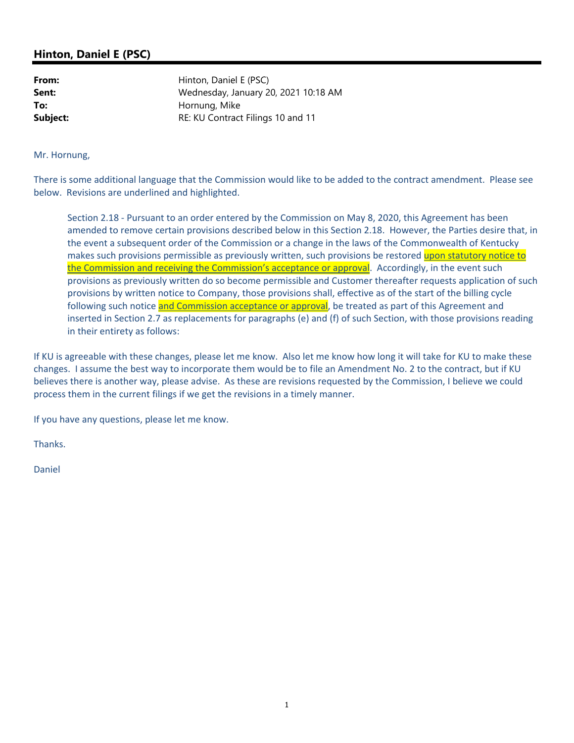## Hinton, Daniel E (PSC)

| | |
|---|---|
| **From:** | Hinton, Daniel E (PSC) |
| **Sent:** | Wednesday, January 20, 2021 10:18 AM |
| **To:** | Hornung, Mike |
| **Subject:** | RE: KU Contract Filings 10 and 11 |

Mr. Hornung,

There is some additional language that the Commission would like to be added to the contract amendment. Please see below. Revisions are underlined and highlighted.

> Section 2.18 - Pursuant to an order entered by the Commission on May 8, 2020, this Agreement has been amended to remove certain provisions described below in this Section 2.18. However, the Parties desire that, in the event a subsequent order of the Commission or a change in the laws of the Commonwealth of Kentucky makes such provisions permissible as previously written, such provisions be restored <u>upon statutory notice to the Commission and receiving the Commission's acceptance or approval</u>. Accordingly, in the event such provisions as previously written do so become permissible and Customer thereafter requests application of such provisions by written notice to Company, those provisions shall, effective as of the start of the billing cycle following such notice <u>and Commission acceptance or approval</u>, be treated as part of this Agreement and inserted in Section 2.7 as replacements for paragraphs (e) and (f) of such Section, with those provisions reading in their entirety as follows:

If KU is agreeable with these changes, please let me know. Also let me know how long it will take for KU to make these changes. I assume the best way to incorporate them would be to file an Amendment No. 2 to the contract, but if KU believes there is another way, please advise. As these are revisions requested by the Commission, I believe we could process them in the current filings if we get the revisions in a timely manner.

If you have any questions, please let me know.

Thanks.

Daniel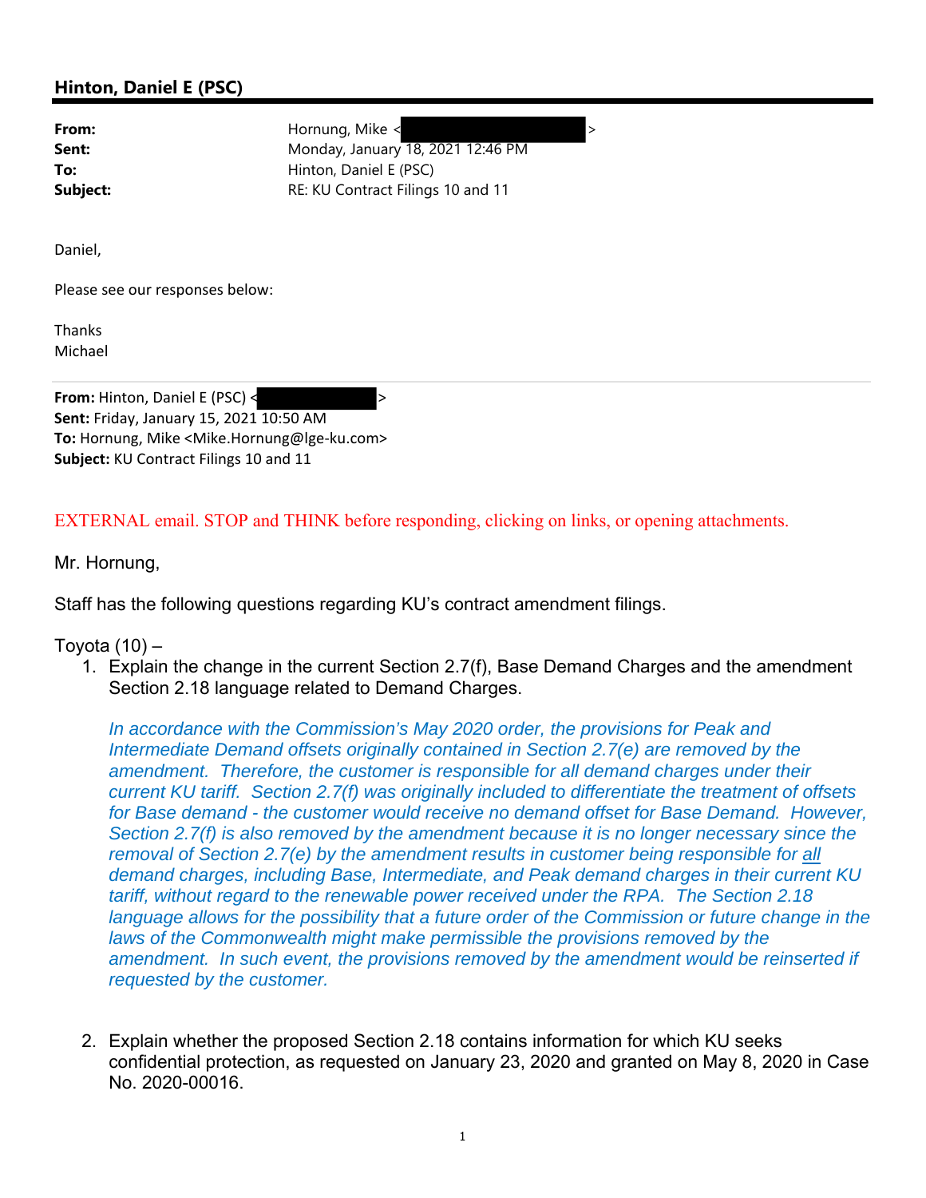## Hinton, Daniel E (PSC)

**From:** Hornung, Mike <

**Sent:** Monday, January 18, 2021 12:46 PM

**To:** Hinton, Daniel E (PSC)

**Subject:** RE: KU Contract Filings 10 and 11

Daniel,

Please see our responses below:

Thanks
Michael

---

**From:** Hinton, Daniel E (PSC) <
**Sent:** Friday, January 15, 2021 10:50 AM
**To:** Hornung, Mike <Mike.Hornung@lge-ku.com>
**Subject:** KU Contract Filings 10 and 11

EXTERNAL email. STOP and THINK before responding, clicking on links, or opening attachments.

Mr. Hornung,

Staff has the following questions regarding KU's contract amendment filings.

Toyota (10) –

1. Explain the change in the current Section 2.7(f), Base Demand Charges and the amendment Section 2.18 language related to Demand Charges.

   *In accordance with the Commission's May 2020 order, the provisions for Peak and Intermediate Demand offsets originally contained in Section 2.7(e) are removed by the amendment. Therefore, the customer is responsible for all demand charges under their current KU tariff. Section 2.7(f) was originally included to differentiate the treatment of offsets for Base demand - the customer would receive no demand offset for Base Demand. However, Section 2.7(f) is also removed by the amendment because it is no longer necessary since the removal of Section 2.7(e) by the amendment results in customer being responsible for <u>all</u> demand charges, including Base, Intermediate, and Peak demand charges in their current KU tariff, without regard to the renewable power received under the RPA. The Section 2.18 language allows for the possibility that a future order of the Commission or future change in the laws of the Commonwealth might make permissible the provisions removed by the amendment. In such event, the provisions removed by the amendment would be reinserted if requested by the customer.*

2. Explain whether the proposed Section 2.18 contains information for which KU seeks confidential protection, as requested on January 23, 2020 and granted on May 8, 2020 in Case No. 2020-00016.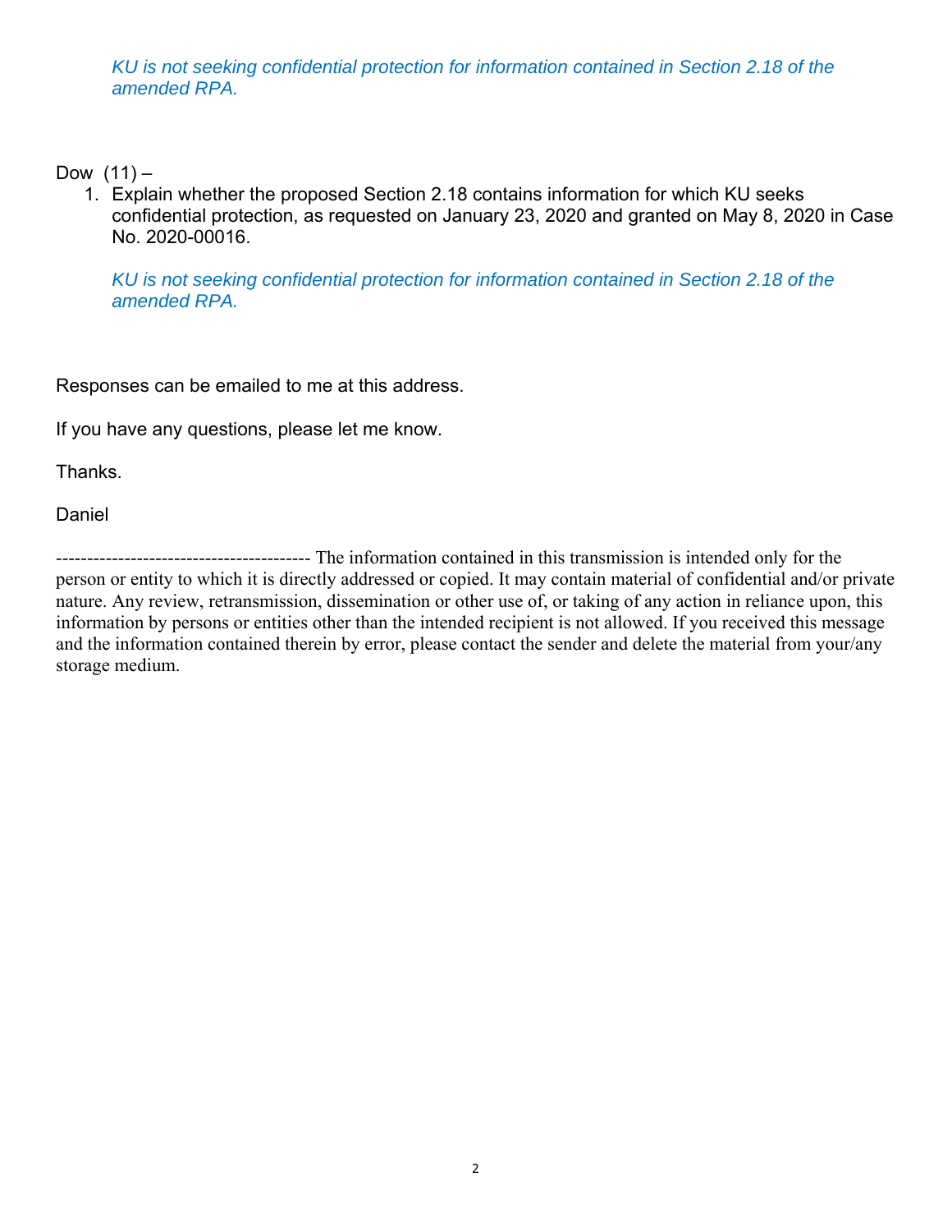*KU is not seeking confidential protection for information contained in Section 2.18 of the amended RPA.*

Dow (11) –

1. Explain whether the proposed Section 2.18 contains information for which KU seeks confidential protection, as requested on January 23, 2020 and granted on May 8, 2020 in Case No. 2020-00016.

   *KU is not seeking confidential protection for information contained in Section 2.18 of the amended RPA.*

Responses can be emailed to me at this address.

If you have any questions, please let me know.

Thanks.

Daniel

---------------------------------------- The information contained in this transmission is intended only for the person or entity to which it is directly addressed or copied. It may contain material of confidential and/or private nature. Any review, retransmission, dissemination or other use of, or taking of any action in reliance upon, this information by persons or entities other than the intended recipient is not allowed. If you received this message and the information contained therein by error, please contact the sender and delete the material from your/any storage medium.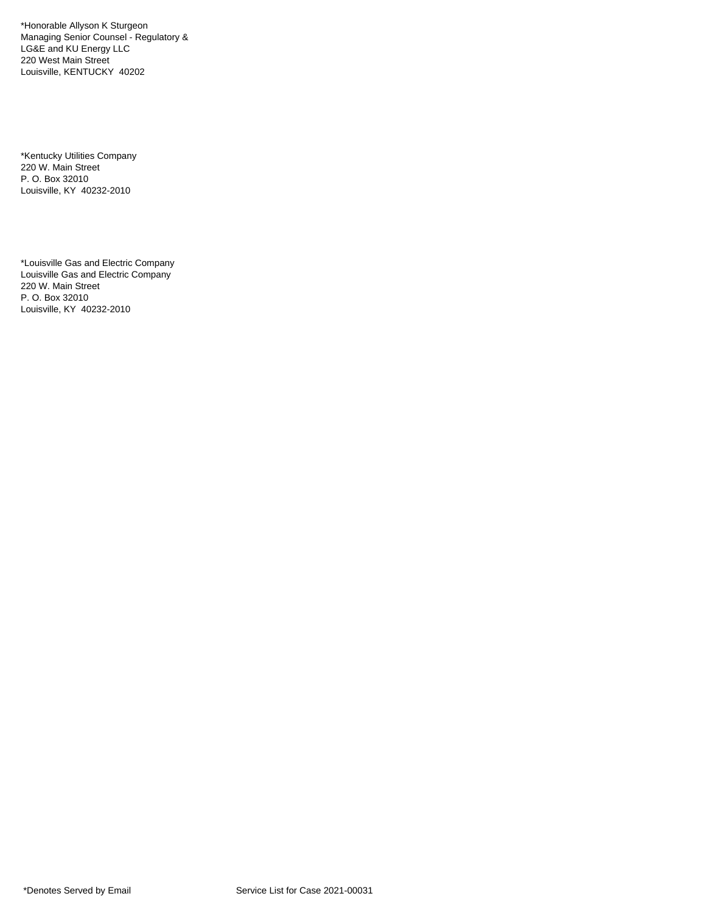*Honorable Allyson K Sturgeon
Managing Senior Counsel - Regulatory &
LG&E and KU Energy LLC
220 West Main Street
Louisville, KENTUCKY  40202

*Kentucky Utilities Company
220 W. Main Street
P. O. Box 32010
Louisville, KY  40232-2010

*Louisville Gas and Electric Company
Louisville Gas and Electric Company
220 W. Main Street
P. O. Box 32010
Louisville, KY  40232-2010

*Denotes Served by Email

Service List for Case 2021-00031